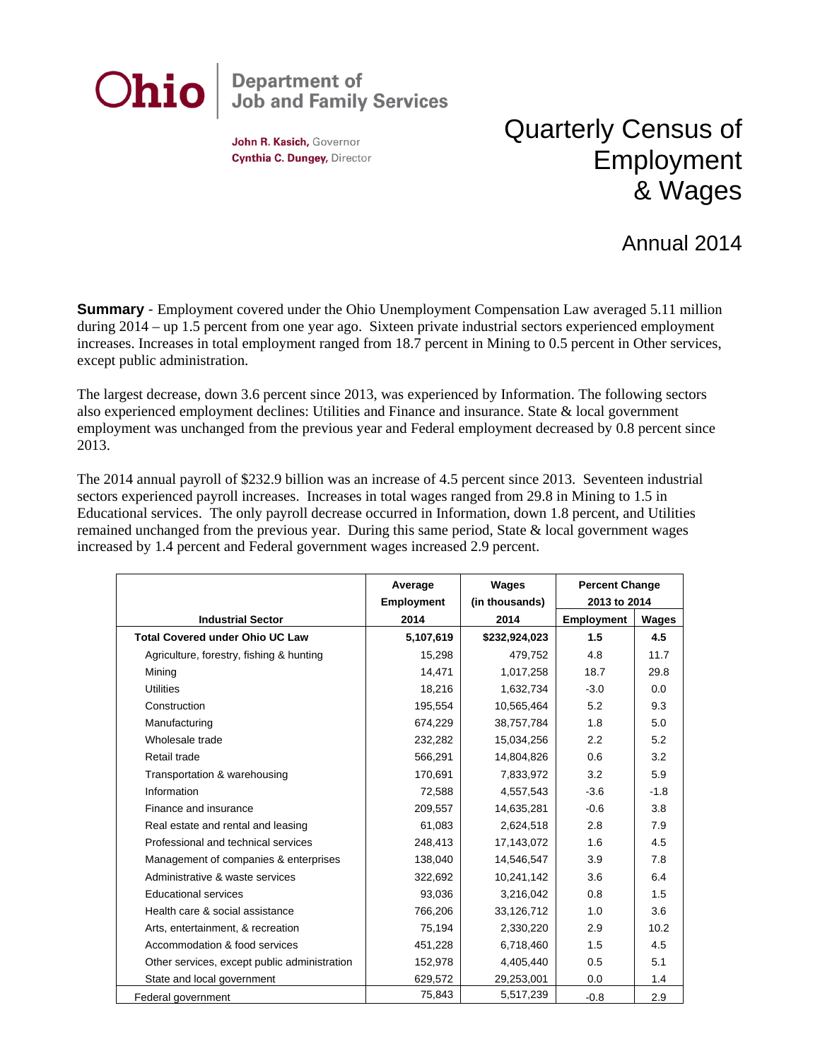# Ohio Department of Job and Family Services

**John R. Kasich,** Governor
**Cynthia C. Dungey,** Director

# Quarterly Census of Employment & Wages

## Annual 2014

**Summary** - Employment covered under the Ohio Unemployment Compensation Law averaged 5.11 million during 2014 – up 1.5 percent from one year ago. Sixteen private industrial sectors experienced employment increases. Increases in total employment ranged from 18.7 percent in Mining to 0.5 percent in Other services, except public administration.

The largest decrease, down 3.6 percent since 2013, was experienced by Information. The following sectors also experienced employment declines: Utilities and Finance and insurance. State & local government employment was unchanged from the previous year and Federal employment decreased by 0.8 percent since 2013.

The 2014 annual payroll of $232.9 billion was an increase of 4.5 percent since 2013. Seventeen industrial sectors experienced payroll increases. Increases in total wages ranged from 29.8 in Mining to 1.5 in Educational services. The only payroll decrease occurred in Information, down 1.8 percent, and Utilities remained unchanged from the previous year. During this same period, State & local government wages increased by 1.4 percent and Federal government wages increased 2.9 percent.

| Industrial Sector | Average Employment 2014 | Wages (in thousands) 2014 | Percent Change 2013 to 2014 | |
|---|---|---|---|---|
| | | | Employment | Wages |
| **Total Covered under Ohio UC Law** | **5,107,619** | **$232,924,023** | **1.5** | **4.5** |
| Agriculture, forestry, fishing & hunting | 15,298 | 479,752 | 4.8 | 11.7 |
| Mining | 14,471 | 1,017,258 | 18.7 | 29.8 |
| Utilities | 18,216 | 1,632,734 | -3.0 | 0.0 |
| Construction | 195,554 | 10,565,464 | 5.2 | 9.3 |
| Manufacturing | 674,229 | 38,757,784 | 1.8 | 5.0 |
| Wholesale trade | 232,282 | 15,034,256 | 2.2 | 5.2 |
| Retail trade | 566,291 | 14,804,826 | 0.6 | 3.2 |
| Transportation & warehousing | 170,691 | 7,833,972 | 3.2 | 5.9 |
| Information | 72,588 | 4,557,543 | -3.6 | -1.8 |
| Finance and insurance | 209,557 | 14,635,281 | -0.6 | 3.8 |
| Real estate and rental and leasing | 61,083 | 2,624,518 | 2.8 | 7.9 |
| Professional and technical services | 248,413 | 17,143,072 | 1.6 | 4.5 |
| Management of companies & enterprises | 138,040 | 14,546,547 | 3.9 | 7.8 |
| Administrative & waste services | 322,692 | 10,241,142 | 3.6 | 6.4 |
| Educational services | 93,036 | 3,216,042 | 0.8 | 1.5 |
| Health care & social assistance | 766,206 | 33,126,712 | 1.0 | 3.6 |
| Arts, entertainment, & recreation | 75,194 | 2,330,220 | 2.9 | 10.2 |
| Accommodation & food services | 451,228 | 6,718,460 | 1.5 | 4.5 |
| Other services, except public administration | 152,978 | 4,405,440 | 0.5 | 5.1 |
| State and local government | 629,572 | 29,253,001 | 0.0 | 1.4 |
| Federal government | 75,843 | 5,517,239 | -0.8 | 2.9 |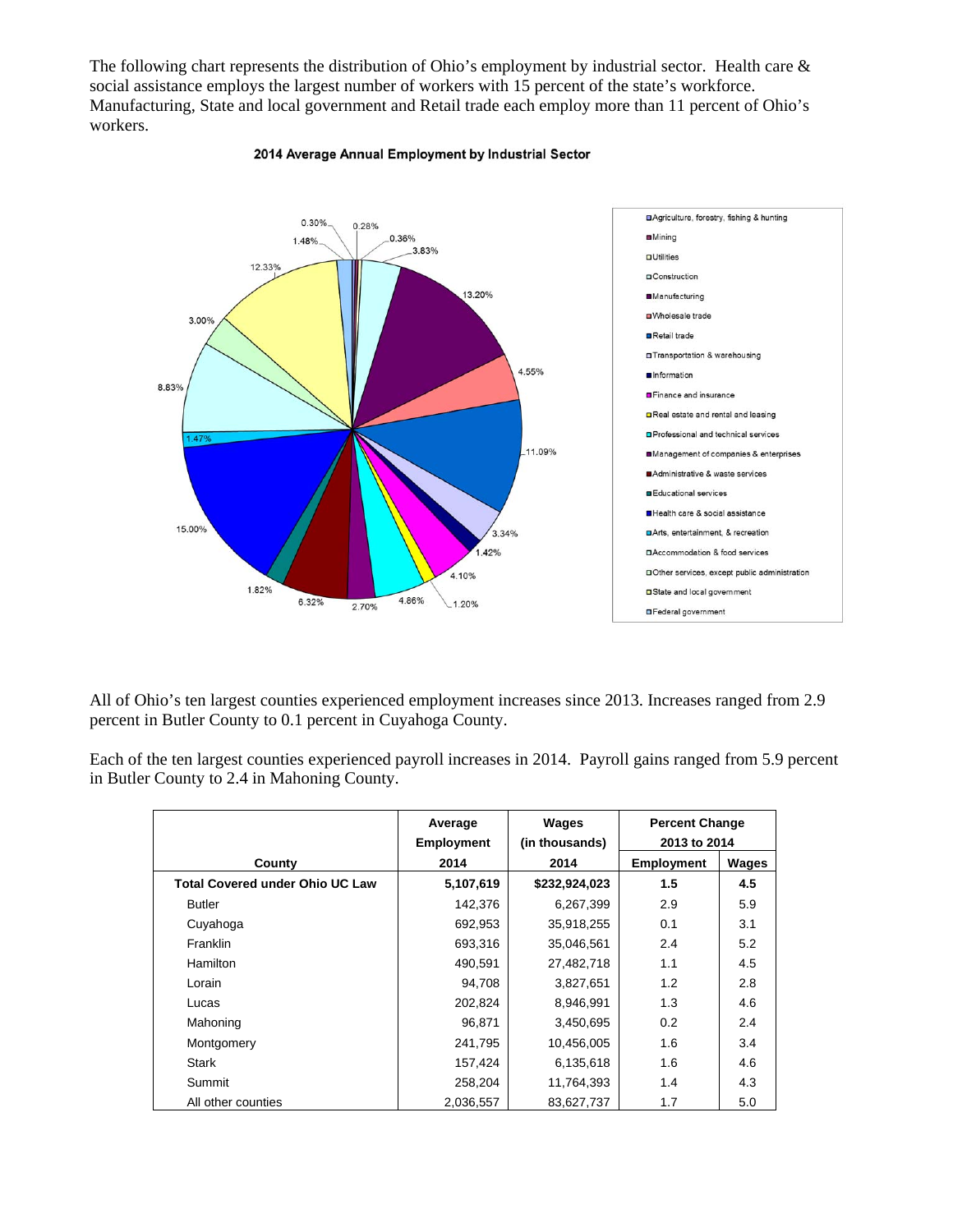The following chart represents the distribution of Ohio's employment by industrial sector. Health care & social assistance employs the largest number of workers with 15 percent of the state's workforce. Manufacturing, State and local government and Retail trade each employ more than 11 percent of Ohio's workers.

**2014 Average Annual Employment by Industrial Sector**

- Agriculture, forestry, fishing & hunting
- Mining
- Utilities
- Construction
- Manufacturing
- Wholesale trade
- Retail trade
- Transportation & warehousing
- Information
- Finance and insurance
- Real estate and rental and leasing
- Professional and technical services
- Management of companies & enterprises
- Administrative & waste services
- Educational services
- Health care & social assistance
- Arts, entertainment, & recreation
- Accommodation & food services
- Other services, except public administration
- State and local government
- Federal government

0.30% 0.28% 0.36% 3.83% 13.20% 4.55% 11.09% 3.34% 1.42% 4.10% 1.20% 4.86% 2.70% 6.32% 1.82% 15.00% 1.47% 8.83% 3.00% 12.33% 1.48%

All of Ohio's ten largest counties experienced employment increases since 2013. Increases ranged from 2.9 percent in Butler County to 0.1 percent in Cuyahoga County.

Each of the ten largest counties experienced payroll increases in 2014. Payroll gains ranged from 5.9 percent in Butler County to 2.4 in Mahoning County.

| County | Average Employment 2014 | Wages (in thousands) 2014 | Percent Change 2013 to 2014 | |
|---|---|---|---|---|
| | | | Employment | Wages |
| **Total Covered under Ohio UC Law** | **5,107,619** | **$232,924,023** | **1.5** | **4.5** |
| Butler | 142,376 | 6,267,399 | 2.9 | 5.9 |
| Cuyahoga | 692,953 | 35,918,255 | 0.1 | 3.1 |
| Franklin | 693,316 | 35,046,561 | 2.4 | 5.2 |
| Hamilton | 490,591 | 27,482,718 | 1.1 | 4.5 |
| Lorain | 94,708 | 3,827,651 | 1.2 | 2.8 |
| Lucas | 202,824 | 8,946,991 | 1.3 | 4.6 |
| Mahoning | 96,871 | 3,450,695 | 0.2 | 2.4 |
| Montgomery | 241,795 | 10,456,005 | 1.6 | 3.4 |
| Stark | 157,424 | 6,135,618 | 1.6 | 4.6 |
| Summit | 258,204 | 11,764,393 | 1.4 | 4.3 |
| All other counties | 2,036,557 | 83,627,737 | 1.7 | 5.0 |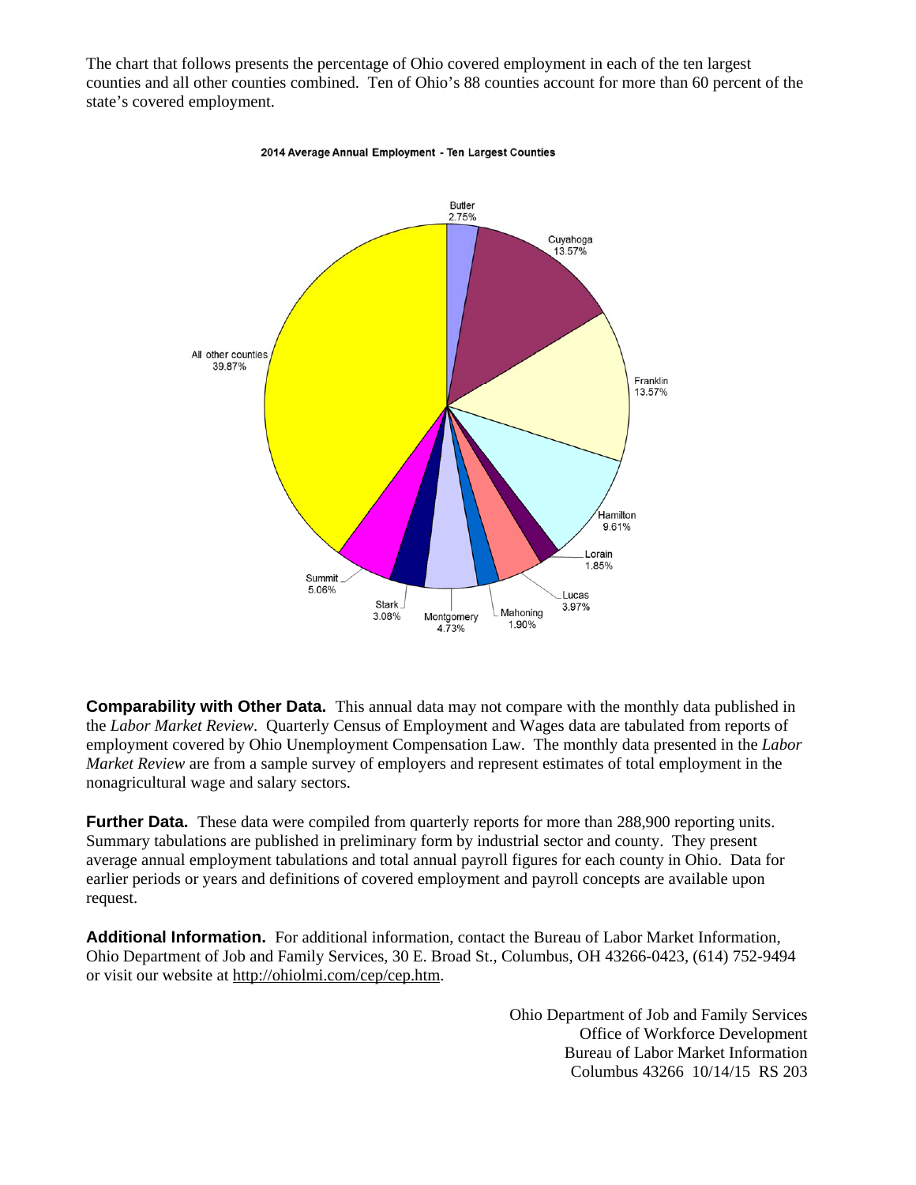The chart that follows presents the percentage of Ohio covered employment in each of the ten largest counties and all other counties combined. Ten of Ohio's 88 counties account for more than 60 percent of the state's covered employment.

2014 Average Annual Employment - Ten Largest Counties

Butler
2.75%

Cuyahoga
13.57%

Franklin
13.57%

Hamilton
9.61%

Lorain
1.85%

Lucas
3.97%

Mahoning
1.90%

Montgomery
4.73%

Stark
3.08%

Summit
5.06%

All other counties
39.87%

**Comparability with Other Data.** This annual data may not compare with the monthly data published in the *Labor Market Review*. Quarterly Census of Employment and Wages data are tabulated from reports of employment covered by Ohio Unemployment Compensation Law. The monthly data presented in the *Labor Market Review* are from a sample survey of employers and represent estimates of total employment in the nonagricultural wage and salary sectors.

**Further Data.** These data were compiled from quarterly reports for more than 288,900 reporting units. Summary tabulations are published in preliminary form by industrial sector and county. They present average annual employment tabulations and total annual payroll figures for each county in Ohio. Data for earlier periods or years and definitions of covered employment and payroll concepts are available upon request.

**Additional Information.** For additional information, contact the Bureau of Labor Market Information, Ohio Department of Job and Family Services, 30 E. Broad St., Columbus, OH 43266-0423, (614) 752-9494 or visit our website at http://ohiolmi.com/cep/cep.htm.

Ohio Department of Job and Family Services
Office of Workforce Development
Bureau of Labor Market Information
Columbus 43266 10/14/15 RS 203